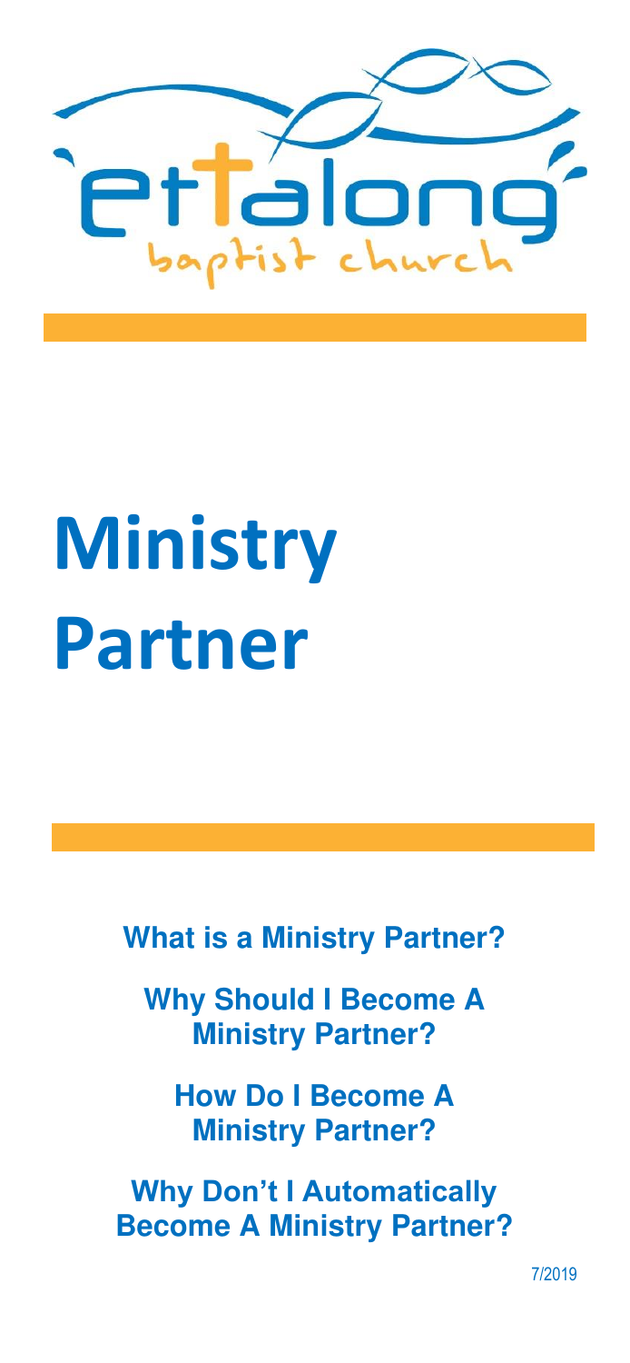ettalong baptist church

# Ministry Partner

**What is a Ministry Partner?**

**Why Should I Become A Ministry Partner?**

**How Do I Become A Ministry Partner?**

**Why Don't I Automatically Become A Ministry Partner?**

7/2019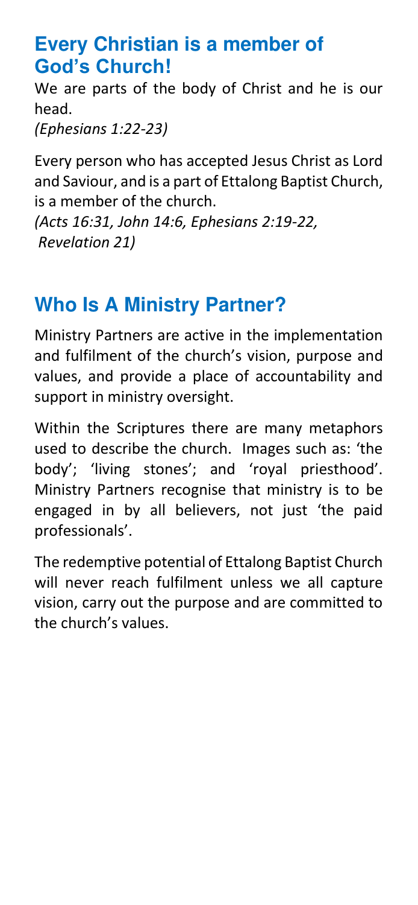## Every Christian is a member of God's Church!

We are parts of the body of Christ and he is our head.
*(Ephesians 1:22-23)*

Every person who has accepted Jesus Christ as Lord and Saviour, and is a part of Ettalong Baptist Church, is a member of the church.
*(Acts 16:31, John 14:6, Ephesians 2:19-22, Revelation 21)*

## Who Is A Ministry Partner?

Ministry Partners are active in the implementation and fulfilment of the church's vision, purpose and values, and provide a place of accountability and support in ministry oversight.

Within the Scriptures there are many metaphors used to describe the church. Images such as: 'the body'; 'living stones'; and 'royal priesthood'. Ministry Partners recognise that ministry is to be engaged in by all believers, not just 'the paid professionals'.

The redemptive potential of Ettalong Baptist Church will never reach fulfilment unless we all capture vision, carry out the purpose and are committed to the church's values.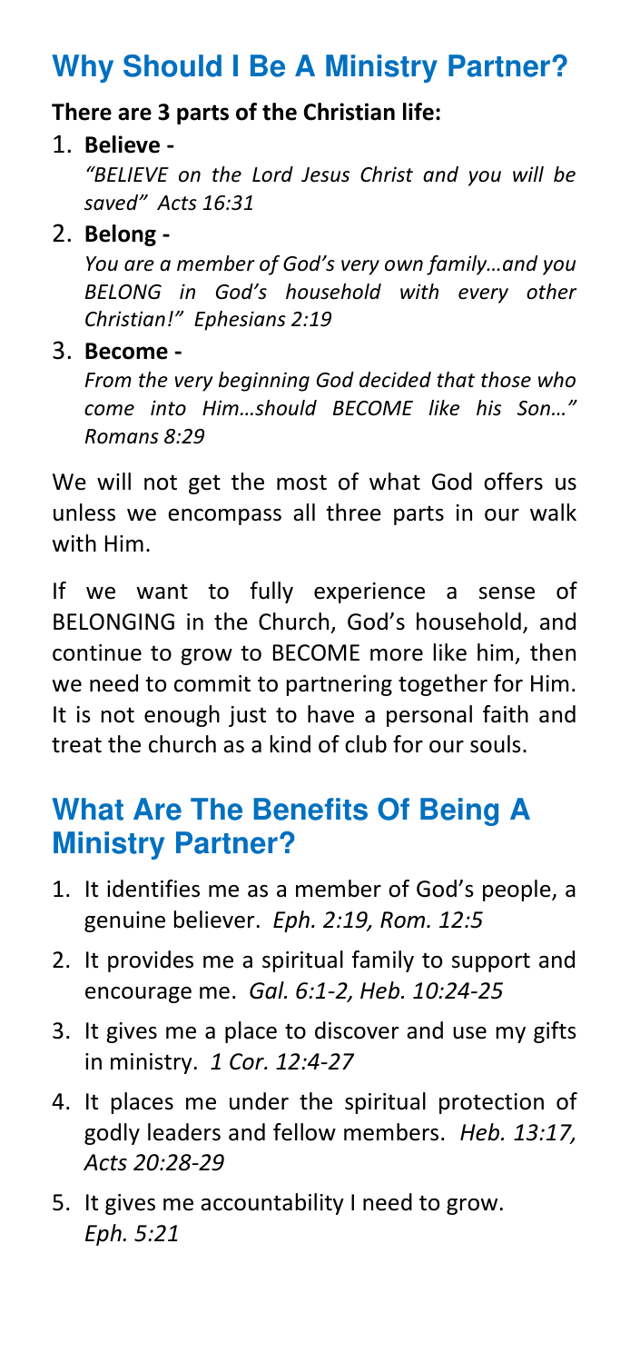## Why Should I Be A Ministry Partner?

**There are 3 parts of the Christian life:**

1. **Believe -**

   *"BELIEVE on the Lord Jesus Christ and you will be saved" Acts 16:31*

2. **Belong -**

   *You are a member of God's very own family…and you BELONG in God's household with every other Christian!" Ephesians 2:19*

3. **Become -**

   *From the very beginning God decided that those who come into Him…should BECOME like his Son…" Romans 8:29*

We will not get the most of what God offers us unless we encompass all three parts in our walk with Him.

If we want to fully experience a sense of BELONGING in the Church, God's household, and continue to grow to BECOME more like him, then we need to commit to partnering together for Him. It is not enough just to have a personal faith and treat the church as a kind of club for our souls.

## What Are The Benefits Of Being A Ministry Partner?

1. It identifies me as a member of God's people, a genuine believer. *Eph. 2:19, Rom. 12:5*
2. It provides me a spiritual family to support and encourage me. *Gal. 6:1-2, Heb. 10:24-25*
3. It gives me a place to discover and use my gifts in ministry. *1 Cor. 12:4-27*
4. It places me under the spiritual protection of godly leaders and fellow members. *Heb. 13:17, Acts 20:28-29*
5. It gives me accountability I need to grow. *Eph. 5:21*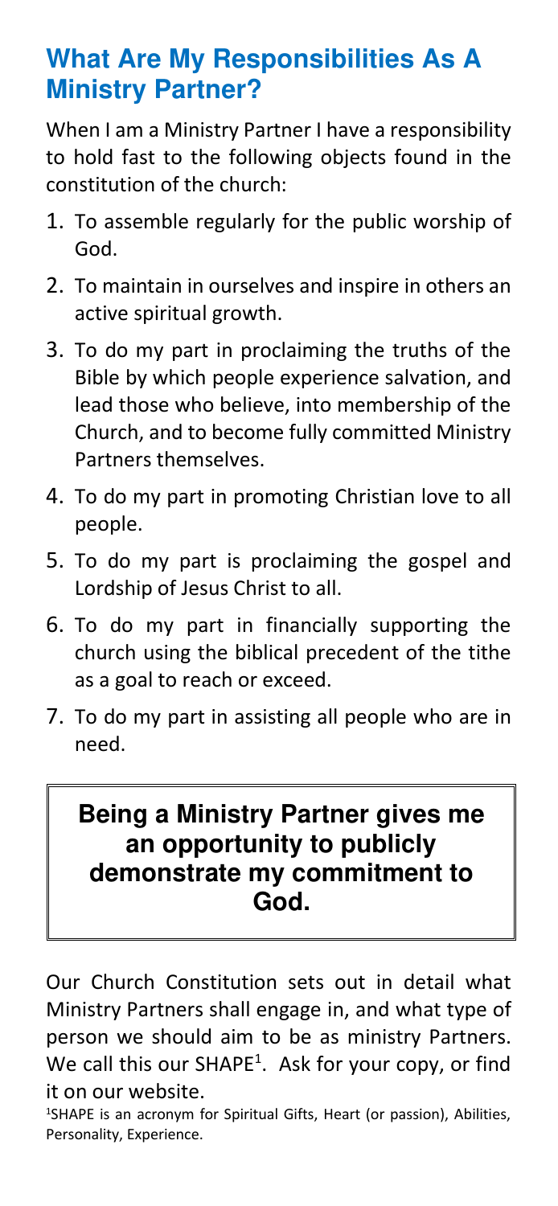## What Are My Responsibilities As A Ministry Partner?

When I am a Ministry Partner I have a responsibility to hold fast to the following objects found in the constitution of the church:

1. To assemble regularly for the public worship of God.
2. To maintain in ourselves and inspire in others an active spiritual growth.
3. To do my part in proclaiming the truths of the Bible by which people experience salvation, and lead those who believe, into membership of the Church, and to become fully committed Ministry Partners themselves.
4. To do my part in promoting Christian love to all people.
5. To do my part is proclaiming the gospel and Lordship of Jesus Christ to all.
6. To do my part in financially supporting the church using the biblical precedent of the tithe as a goal to reach or exceed.
7. To do my part in assisting all people who are in need.

**Being a Ministry Partner gives me an opportunity to publicly demonstrate my commitment to God.**

Our Church Constitution sets out in detail what Ministry Partners shall engage in, and what type of person we should aim to be as ministry Partners. We call this our SHAPE[1]. Ask for your copy, or find it on our website.

[1]SHAPE is an acronym for Spiritual Gifts, Heart (or passion), Abilities, Personality, Experience.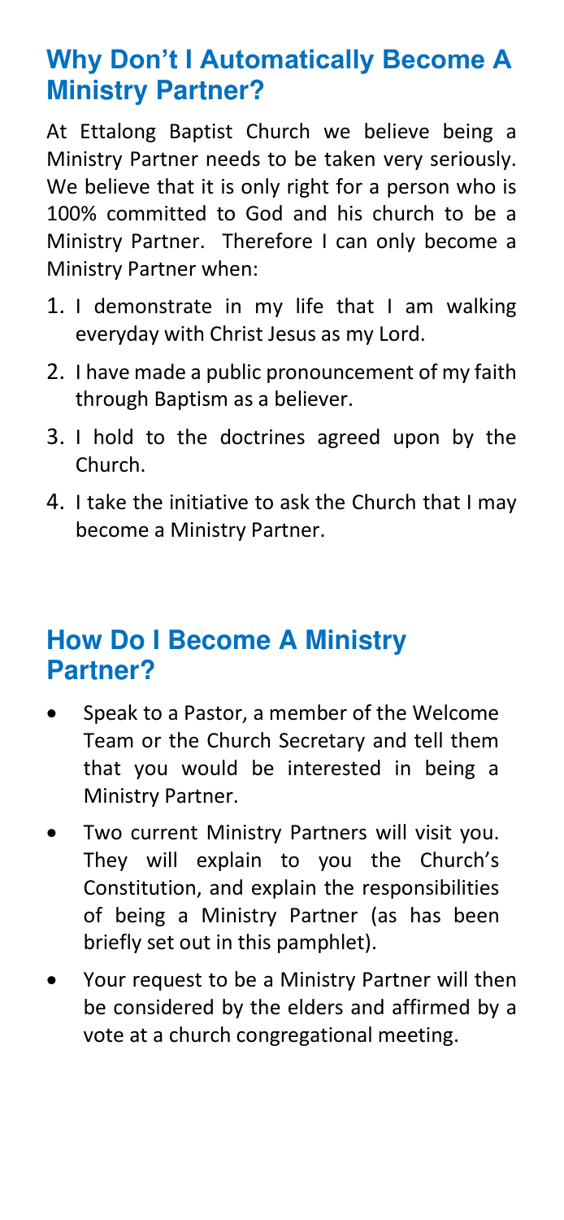## Why Don't I Automatically Become A Ministry Partner?

At Ettalong Baptist Church we believe being a Ministry Partner needs to be taken very seriously. We believe that it is only right for a person who is 100% committed to God and his church to be a Ministry Partner. Therefore I can only become a Ministry Partner when:

1. I demonstrate in my life that I am walking everyday with Christ Jesus as my Lord.
2. I have made a public pronouncement of my faith through Baptism as a believer.
3. I hold to the doctrines agreed upon by the Church.
4. I take the initiative to ask the Church that I may become a Ministry Partner.

## How Do I Become A Ministry Partner?

- Speak to a Pastor, a member of the Welcome Team or the Church Secretary and tell them that you would be interested in being a Ministry Partner.
- Two current Ministry Partners will visit you. They will explain to you the Church's Constitution, and explain the responsibilities of being a Ministry Partner (as has been briefly set out in this pamphlet).
- Your request to be a Ministry Partner will then be considered by the elders and affirmed by a vote at a church congregational meeting.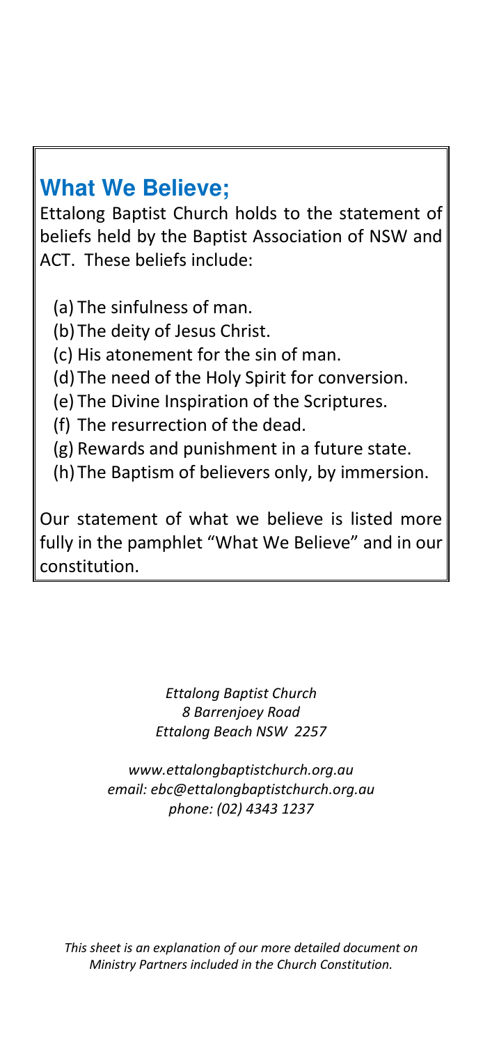## What We Believe;

Ettalong Baptist Church holds to the statement of beliefs held by the Baptist Association of NSW and ACT. These beliefs include:

(a) The sinfulness of man.
(b) The deity of Jesus Christ.
(c) His atonement for the sin of man.
(d) The need of the Holy Spirit for conversion.
(e) The Divine Inspiration of the Scriptures.
(f) The resurrection of the dead.
(g) Rewards and punishment in a future state.
(h) The Baptism of believers only, by immersion.

Our statement of what we believe is listed more fully in the pamphlet "What We Believe" and in our constitution.

*Ettalong Baptist Church*
*8 Barrenjoey Road*
*Ettalong Beach NSW 2257*

*www.ettalongbaptistchurch.org.au*
*email: ebc@ettalongbaptistchurch.org.au*
*phone: (02) 4343 1237*

*This sheet is an explanation of our more detailed document on Ministry Partners included in the Church Constitution.*